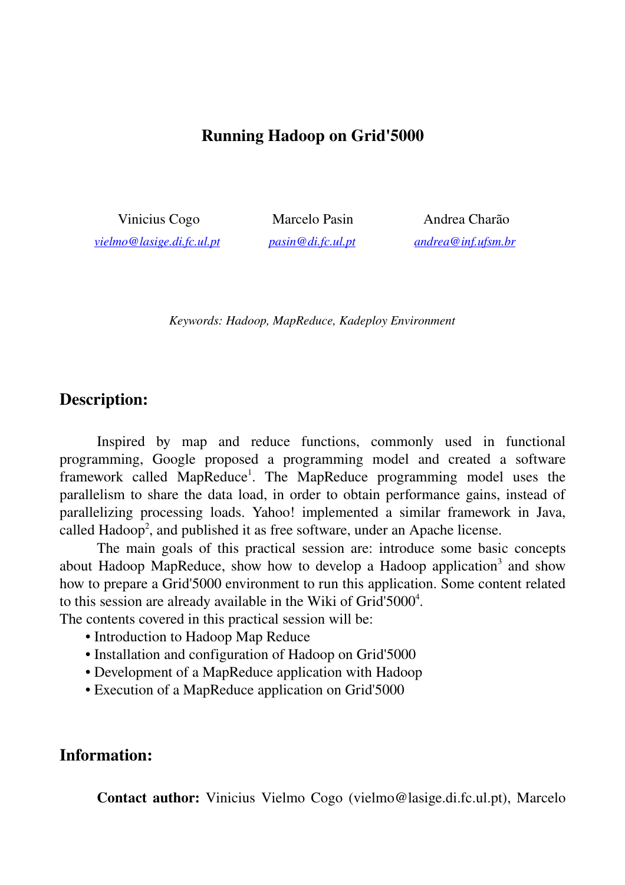# Running Hadoop on Grid'5000

Vinicius Cogo
*vielmo@lasige.di.fc.ul.pt*

Marcelo Pasin
*pasin@di.fc.ul.pt*

Andrea Charão
*andrea@inf.ufsm.br*

*Keywords: Hadoop, MapReduce, Kadeploy Environment*

## Description:

Inspired by map and reduce functions, commonly used in functional programming, Google proposed a programming model and created a software framework called MapReduce[1]. The MapReduce programming model uses the parallelism to share the data load, in order to obtain performance gains, instead of parallelizing processing loads. Yahoo! implemented a similar framework in Java, called Hadoop[2], and published it as free software, under an Apache license.

The main goals of this practical session are: introduce some basic concepts about Hadoop MapReduce, show how to develop a Hadoop application[3] and show how to prepare a Grid'5000 environment to run this application. Some content related to this session are already available in the Wiki of Grid'5000[4].

The contents covered in this practical session will be:

- Introduction to Hadoop Map Reduce
- Installation and configuration of Hadoop on Grid'5000
- Development of a MapReduce application with Hadoop
- Execution of a MapReduce application on Grid'5000

## Information:

**Contact author:** Vinicius Vielmo Cogo (vielmo@lasige.di.fc.ul.pt), Marcelo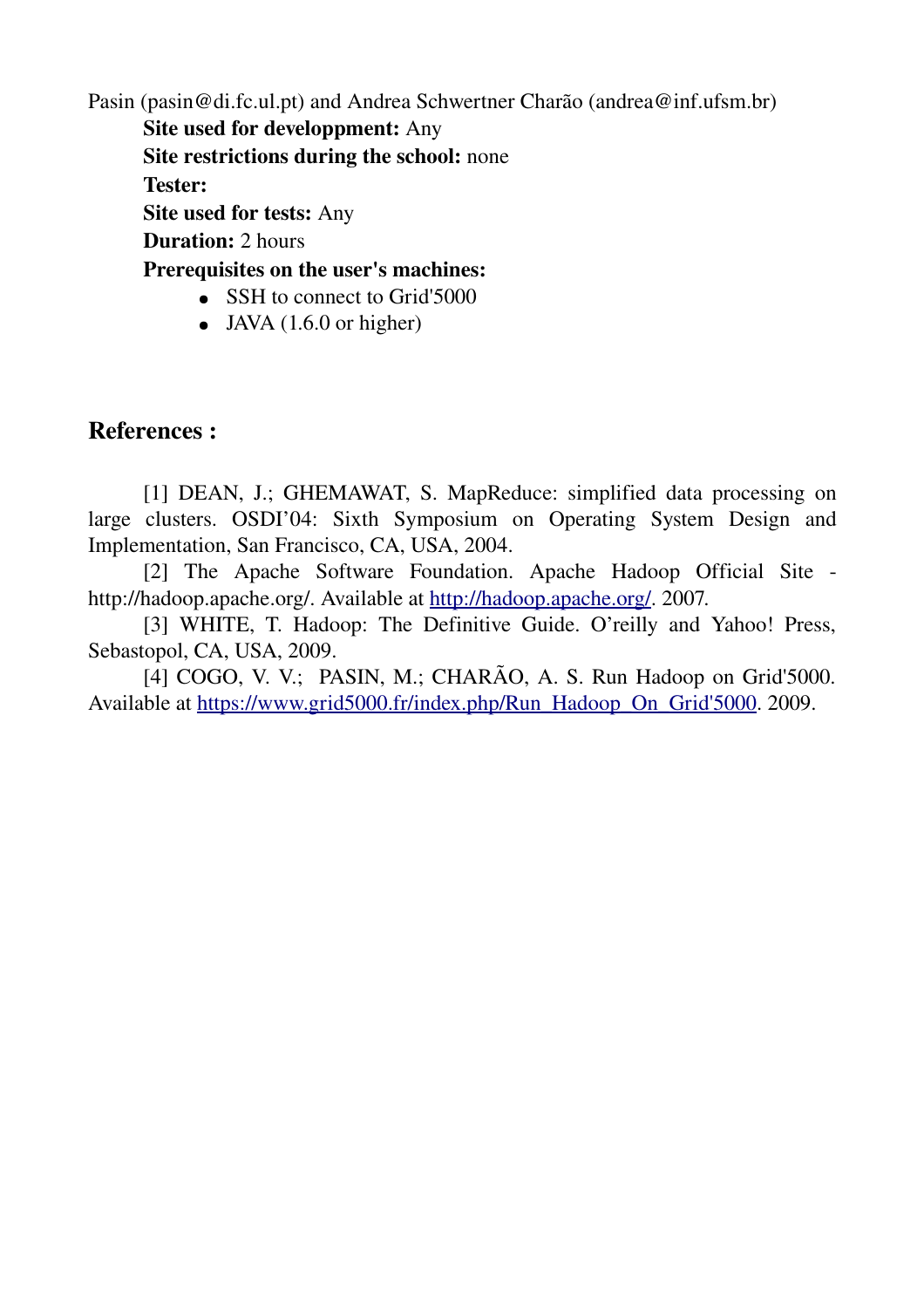Pasin (pasin@di.fc.ul.pt) and Andrea Schwertner Charão (andrea@inf.ufsm.br)

**Site used for developpment:** Any

**Site restrictions during the school:** none

**Tester:**

**Site used for tests:** Any

**Duration:** 2 hours

**Prerequisites on the user's machines:**

- SSH to connect to Grid'5000
- JAVA (1.6.0 or higher)

## References :

[1] DEAN, J.; GHEMAWAT, S. MapReduce: simplified data processing on large clusters. OSDI'04: Sixth Symposium on Operating System Design and Implementation, San Francisco, CA, USA, 2004.

[2] The Apache Software Foundation. Apache Hadoop Official Site - http://hadoop.apache.org/. Available at http://hadoop.apache.org/. 2007.

[3] WHITE, T. Hadoop: The Definitive Guide. O'reilly and Yahoo! Press, Sebastopol, CA, USA, 2009.

[4] COGO, V. V.; PASIN, M.; CHARÃO, A. S. Run Hadoop on Grid'5000. Available at https://www.grid5000.fr/index.php/Run_Hadoop_On_Grid'5000. 2009.